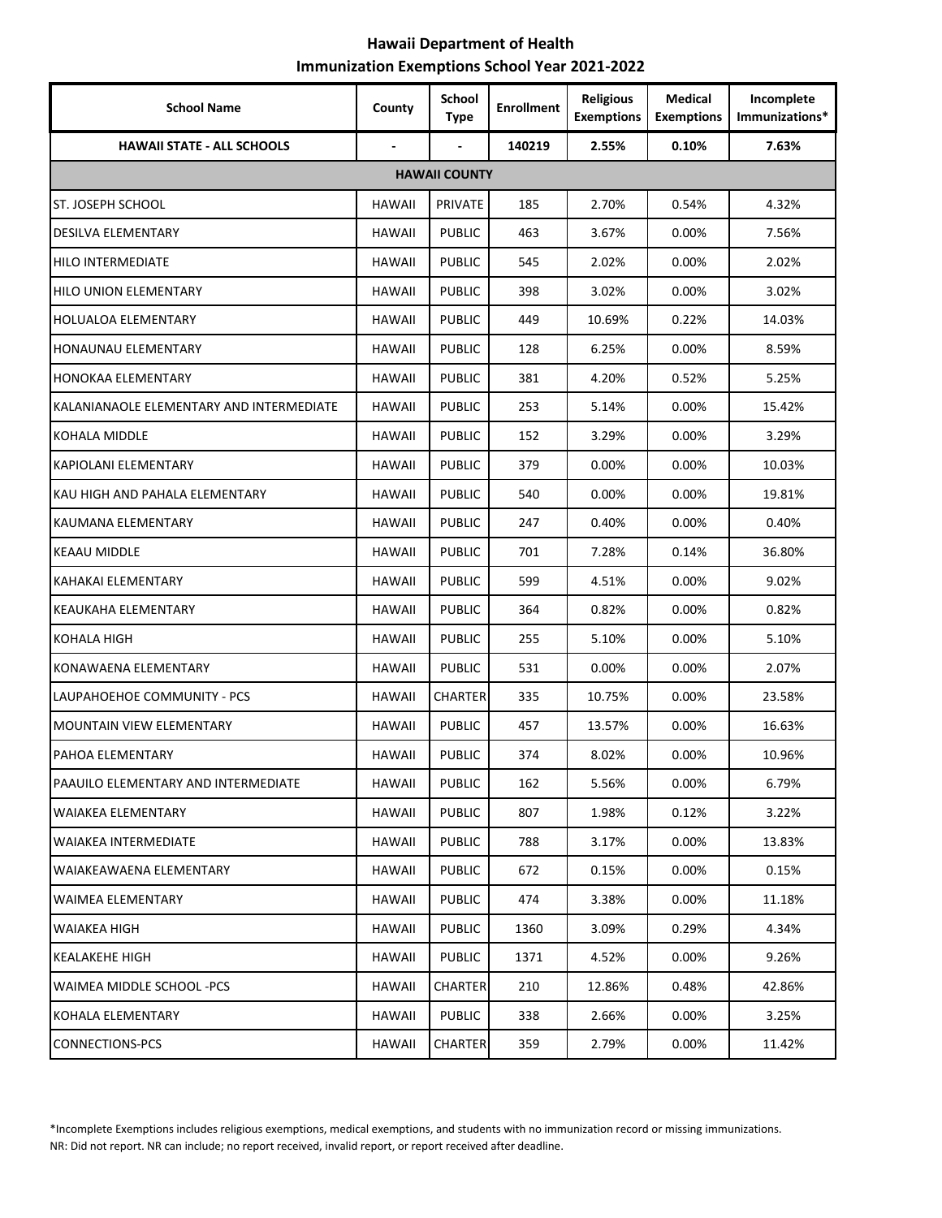# Hawaii Department of Health
## Immunization Exemptions School Year 2021-2022

| School Name | County | School Type | Enrollment | Religious Exemptions | Medical Exemptions | Incomplete Immunizations* |
|---|---|---|---|---|---|---|
| **HAWAII STATE - ALL SCHOOLS** | - | - | **140219** | **2.55%** | **0.10%** | **7.63%** |
| **HAWAII COUNTY** | | | | | | |
| ST. JOSEPH SCHOOL | HAWAII | PRIVATE | 185 | 2.70% | 0.54% | 4.32% |
| DESILVA ELEMENTARY | HAWAII | PUBLIC | 463 | 3.67% | 0.00% | 7.56% |
| HILO INTERMEDIATE | HAWAII | PUBLIC | 545 | 2.02% | 0.00% | 2.02% |
| HILO UNION ELEMENTARY | HAWAII | PUBLIC | 398 | 3.02% | 0.00% | 3.02% |
| HOLUALOA ELEMENTARY | HAWAII | PUBLIC | 449 | 10.69% | 0.22% | 14.03% |
| HONAUNAU ELEMENTARY | HAWAII | PUBLIC | 128 | 6.25% | 0.00% | 8.59% |
| HONOKAA ELEMENTARY | HAWAII | PUBLIC | 381 | 4.20% | 0.52% | 5.25% |
| KALANIANAOLE ELEMENTARY AND INTERMEDIATE | HAWAII | PUBLIC | 253 | 5.14% | 0.00% | 15.42% |
| KOHALA MIDDLE | HAWAII | PUBLIC | 152 | 3.29% | 0.00% | 3.29% |
| KAPIOLANI ELEMENTARY | HAWAII | PUBLIC | 379 | 0.00% | 0.00% | 10.03% |
| KAU HIGH AND PAHALA ELEMENTARY | HAWAII | PUBLIC | 540 | 0.00% | 0.00% | 19.81% |
| KAUMANA ELEMENTARY | HAWAII | PUBLIC | 247 | 0.40% | 0.00% | 0.40% |
| KEAAU MIDDLE | HAWAII | PUBLIC | 701 | 7.28% | 0.14% | 36.80% |
| KAHAKAI ELEMENTARY | HAWAII | PUBLIC | 599 | 4.51% | 0.00% | 9.02% |
| KEAUKAHA ELEMENTARY | HAWAII | PUBLIC | 364 | 0.82% | 0.00% | 0.82% |
| KOHALA HIGH | HAWAII | PUBLIC | 255 | 5.10% | 0.00% | 5.10% |
| KONAWAENA ELEMENTARY | HAWAII | PUBLIC | 531 | 0.00% | 0.00% | 2.07% |
| LAUPAHOEHOE COMMUNITY - PCS | HAWAII | CHARTER | 335 | 10.75% | 0.00% | 23.58% |
| MOUNTAIN VIEW ELEMENTARY | HAWAII | PUBLIC | 457 | 13.57% | 0.00% | 16.63% |
| PAHOA ELEMENTARY | HAWAII | PUBLIC | 374 | 8.02% | 0.00% | 10.96% |
| PAAUILO ELEMENTARY AND INTERMEDIATE | HAWAII | PUBLIC | 162 | 5.56% | 0.00% | 6.79% |
| WAIAKEA ELEMENTARY | HAWAII | PUBLIC | 807 | 1.98% | 0.12% | 3.22% |
| WAIAKEA INTERMEDIATE | HAWAII | PUBLIC | 788 | 3.17% | 0.00% | 13.83% |
| WAIAKEAWAENA ELEMENTARY | HAWAII | PUBLIC | 672 | 0.15% | 0.00% | 0.15% |
| WAIMEA ELEMENTARY | HAWAII | PUBLIC | 474 | 3.38% | 0.00% | 11.18% |
| WAIAKEA HIGH | HAWAII | PUBLIC | 1360 | 3.09% | 0.29% | 4.34% |
| KEALAKEHE HIGH | HAWAII | PUBLIC | 1371 | 4.52% | 0.00% | 9.26% |
| WAIMEA MIDDLE SCHOOL -PCS | HAWAII | CHARTER | 210 | 12.86% | 0.48% | 42.86% |
| KOHALA ELEMENTARY | HAWAII | PUBLIC | 338 | 2.66% | 0.00% | 3.25% |
| CONNECTIONS-PCS | HAWAII | CHARTER | 359 | 2.79% | 0.00% | 11.42% |

*Incomplete Exemptions includes religious exemptions, medical exemptions, and students with no immunization record or missing immunizations.
NR: Did not report. NR can include; no report received, invalid report, or report received after deadline.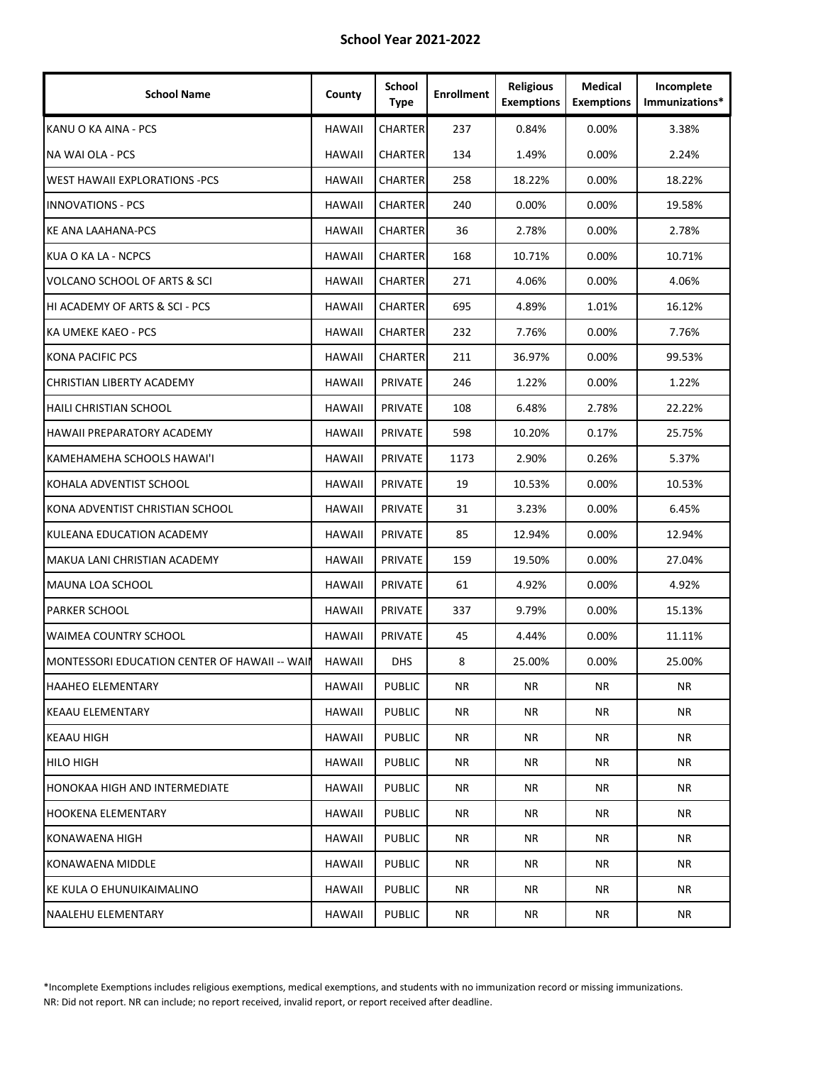**School Year 2021-2022**

| School Name | County | School Type | Enrollment | Religious Exemptions | Medical Exemptions | Incomplete Immunizations* |
|---|---|---|---|---|---|---|
| KANU O KA AINA - PCS | HAWAII | CHARTER | 237 | 0.84% | 0.00% | 3.38% |
| NA WAI OLA - PCS | HAWAII | CHARTER | 134 | 1.49% | 0.00% | 2.24% |
| WEST HAWAII EXPLORATIONS -PCS | HAWAII | CHARTER | 258 | 18.22% | 0.00% | 18.22% |
| INNOVATIONS - PCS | HAWAII | CHARTER | 240 | 0.00% | 0.00% | 19.58% |
| KE ANA LAAHANA-PCS | HAWAII | CHARTER | 36 | 2.78% | 0.00% | 2.78% |
| KUA O KA LA - NCPCS | HAWAII | CHARTER | 168 | 10.71% | 0.00% | 10.71% |
| VOLCANO SCHOOL OF ARTS & SCI | HAWAII | CHARTER | 271 | 4.06% | 0.00% | 4.06% |
| HI ACADEMY OF ARTS & SCI - PCS | HAWAII | CHARTER | 695 | 4.89% | 1.01% | 16.12% |
| KA UMEKE KAEO - PCS | HAWAII | CHARTER | 232 | 7.76% | 0.00% | 7.76% |
| KONA PACIFIC PCS | HAWAII | CHARTER | 211 | 36.97% | 0.00% | 99.53% |
| CHRISTIAN LIBERTY ACADEMY | HAWAII | PRIVATE | 246 | 1.22% | 0.00% | 1.22% |
| HAILI CHRISTIAN SCHOOL | HAWAII | PRIVATE | 108 | 6.48% | 2.78% | 22.22% |
| HAWAII PREPARATORY ACADEMY | HAWAII | PRIVATE | 598 | 10.20% | 0.17% | 25.75% |
| KAMEHAMEHA SCHOOLS HAWAI'I | HAWAII | PRIVATE | 1173 | 2.90% | 0.26% | 5.37% |
| KOHALA ADVENTIST SCHOOL | HAWAII | PRIVATE | 19 | 10.53% | 0.00% | 10.53% |
| KONA ADVENTIST CHRISTIAN SCHOOL | HAWAII | PRIVATE | 31 | 3.23% | 0.00% | 6.45% |
| KULEANA EDUCATION ACADEMY | HAWAII | PRIVATE | 85 | 12.94% | 0.00% | 12.94% |
| MAKUA LANI CHRISTIAN ACADEMY | HAWAII | PRIVATE | 159 | 19.50% | 0.00% | 27.04% |
| MAUNA LOA SCHOOL | HAWAII | PRIVATE | 61 | 4.92% | 0.00% | 4.92% |
| PARKER SCHOOL | HAWAII | PRIVATE | 337 | 9.79% | 0.00% | 15.13% |
| WAIMEA COUNTRY SCHOOL | HAWAII | PRIVATE | 45 | 4.44% | 0.00% | 11.11% |
| MONTESSORI EDUCATION CENTER OF HAWAII -- WAIM | HAWAII | DHS | 8 | 25.00% | 0.00% | 25.00% |
| HAAHEO ELEMENTARY | HAWAII | PUBLIC | NR | NR | NR | NR |
| KEAAU ELEMENTARY | HAWAII | PUBLIC | NR | NR | NR | NR |
| KEAAU HIGH | HAWAII | PUBLIC | NR | NR | NR | NR |
| HILO HIGH | HAWAII | PUBLIC | NR | NR | NR | NR |
| HONOKAA HIGH AND INTERMEDIATE | HAWAII | PUBLIC | NR | NR | NR | NR |
| HOOKENA ELEMENTARY | HAWAII | PUBLIC | NR | NR | NR | NR |
| KONAWAENA HIGH | HAWAII | PUBLIC | NR | NR | NR | NR |
| KONAWAENA MIDDLE | HAWAII | PUBLIC | NR | NR | NR | NR |
| KE KULA O EHUNUIKAIMALINO | HAWAII | PUBLIC | NR | NR | NR | NR |
| NAALEHU ELEMENTARY | HAWAII | PUBLIC | NR | NR | NR | NR |

*Incomplete Exemptions includes religious exemptions, medical exemptions, and students with no immunization record or missing immunizations.

NR: Did not report. NR can include; no report received, invalid report, or report received after deadline.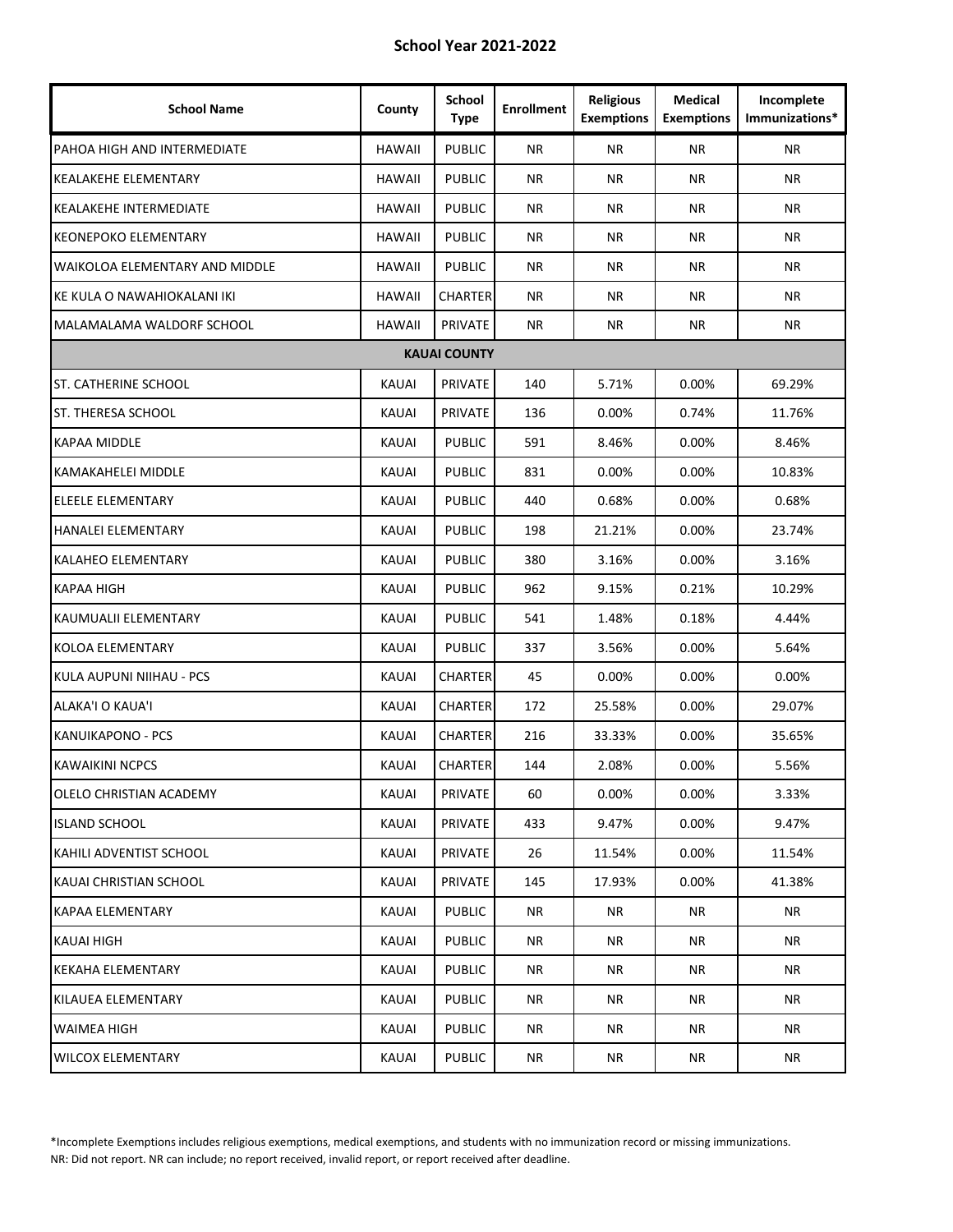## School Year 2021-2022

| School Name | County | School Type | Enrollment | Religious Exemptions | Medical Exemptions | Incomplete Immunizations* |
|---|---|---|---|---|---|---|
| PAHOA HIGH AND INTERMEDIATE | HAWAII | PUBLIC | NR | NR | NR | NR |
| KEALAKEHE ELEMENTARY | HAWAII | PUBLIC | NR | NR | NR | NR |
| KEALAKEHE INTERMEDIATE | HAWAII | PUBLIC | NR | NR | NR | NR |
| KEONEPOKO ELEMENTARY | HAWAII | PUBLIC | NR | NR | NR | NR |
| WAIKOLOA ELEMENTARY AND MIDDLE | HAWAII | PUBLIC | NR | NR | NR | NR |
| KE KULA O NAWAHIOKALANI IKI | HAWAII | CHARTER | NR | NR | NR | NR |
| MALAMALAMA WALDORF SCHOOL | HAWAII | PRIVATE | NR | NR | NR | NR |
| **KAUAI COUNTY** | | | | | | |
| ST. CATHERINE SCHOOL | KAUAI | PRIVATE | 140 | 5.71% | 0.00% | 69.29% |
| ST. THERESA SCHOOL | KAUAI | PRIVATE | 136 | 0.00% | 0.74% | 11.76% |
| KAPAA MIDDLE | KAUAI | PUBLIC | 591 | 8.46% | 0.00% | 8.46% |
| KAMAKAHELEI MIDDLE | KAUAI | PUBLIC | 831 | 0.00% | 0.00% | 10.83% |
| ELEELE ELEMENTARY | KAUAI | PUBLIC | 440 | 0.68% | 0.00% | 0.68% |
| HANALEI ELEMENTARY | KAUAI | PUBLIC | 198 | 21.21% | 0.00% | 23.74% |
| KALAHEO ELEMENTARY | KAUAI | PUBLIC | 380 | 3.16% | 0.00% | 3.16% |
| KAPAA HIGH | KAUAI | PUBLIC | 962 | 9.15% | 0.21% | 10.29% |
| KAUMUALII ELEMENTARY | KAUAI | PUBLIC | 541 | 1.48% | 0.18% | 4.44% |
| KOLOA ELEMENTARY | KAUAI | PUBLIC | 337 | 3.56% | 0.00% | 5.64% |
| KULA AUPUNI NIIHAU - PCS | KAUAI | CHARTER | 45 | 0.00% | 0.00% | 0.00% |
| ALAKA'I O KAUA'I | KAUAI | CHARTER | 172 | 25.58% | 0.00% | 29.07% |
| KANUIKAPONO - PCS | KAUAI | CHARTER | 216 | 33.33% | 0.00% | 35.65% |
| KAWAIKINI NCPCS | KAUAI | CHARTER | 144 | 2.08% | 0.00% | 5.56% |
| OLELO CHRISTIAN ACADEMY | KAUAI | PRIVATE | 60 | 0.00% | 0.00% | 3.33% |
| ISLAND SCHOOL | KAUAI | PRIVATE | 433 | 9.47% | 0.00% | 9.47% |
| KAHILI ADVENTIST SCHOOL | KAUAI | PRIVATE | 26 | 11.54% | 0.00% | 11.54% |
| KAUAI CHRISTIAN SCHOOL | KAUAI | PRIVATE | 145 | 17.93% | 0.00% | 41.38% |
| KAPAA ELEMENTARY | KAUAI | PUBLIC | NR | NR | NR | NR |
| KAUAI HIGH | KAUAI | PUBLIC | NR | NR | NR | NR |
| KEKAHA ELEMENTARY | KAUAI | PUBLIC | NR | NR | NR | NR |
| KILAUEA ELEMENTARY | KAUAI | PUBLIC | NR | NR | NR | NR |
| WAIMEA HIGH | KAUAI | PUBLIC | NR | NR | NR | NR |
| WILCOX ELEMENTARY | KAUAI | PUBLIC | NR | NR | NR | NR |

*Incomplete Exemptions includes religious exemptions, medical exemptions, and students with no immunization record or missing immunizations.
NR: Did not report. NR can include; no report received, invalid report, or report received after deadline.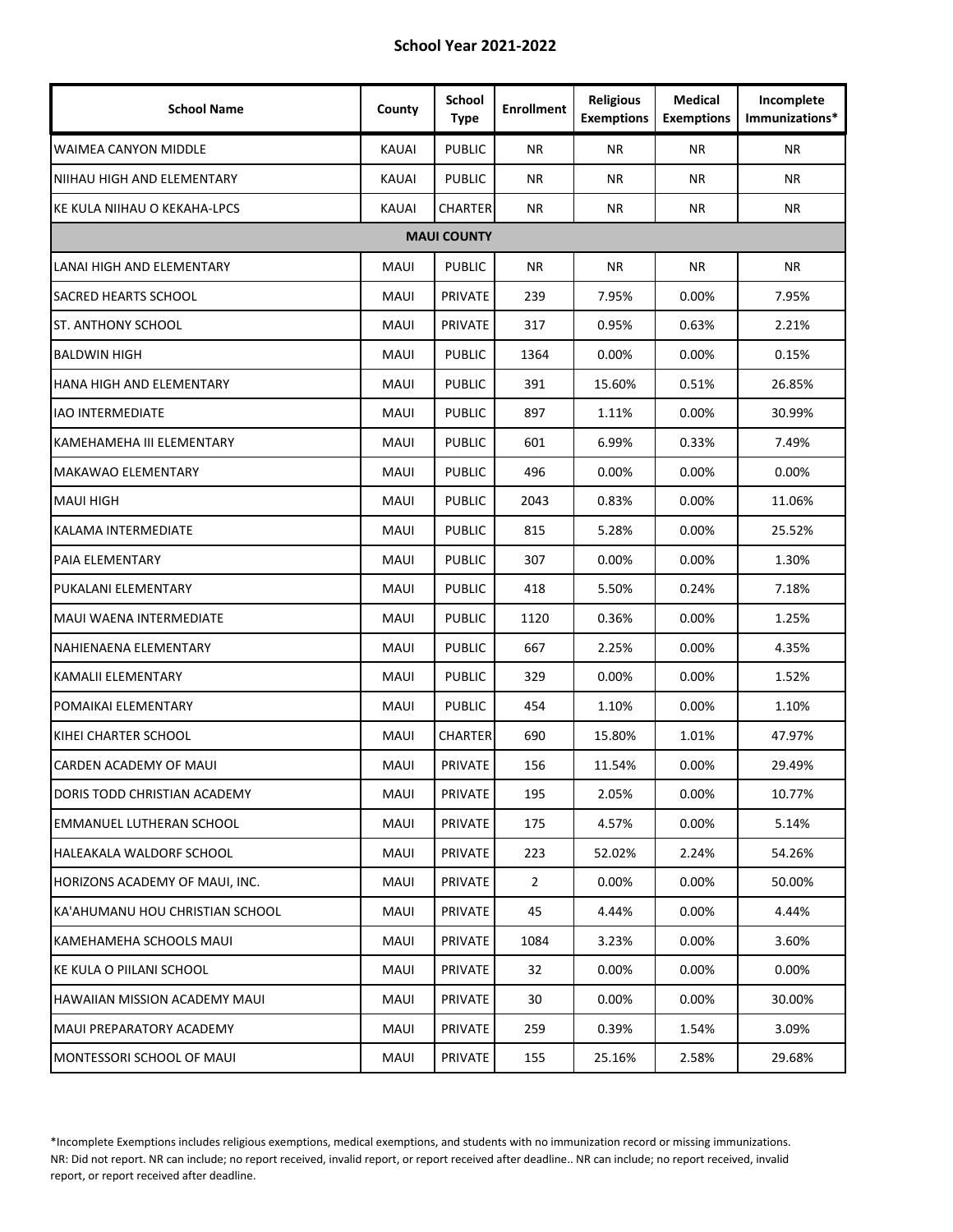**School Year 2021-2022**

| School Name | County | School Type | Enrollment | Religious Exemptions | Medical Exemptions | Incomplete Immunizations* |
|---|---|---|---|---|---|---|
| WAIMEA CANYON MIDDLE | KAUAI | PUBLIC | NR | NR | NR | NR |
| NIIHAU HIGH AND ELEMENTARY | KAUAI | PUBLIC | NR | NR | NR | NR |
| KE KULA NIIHAU O KEKAHA-LPCS | KAUAI | CHARTER | NR | NR | NR | NR |
| **MAUI COUNTY** | | | | | | |
| LANAI HIGH AND ELEMENTARY | MAUI | PUBLIC | NR | NR | NR | NR |
| SACRED HEARTS SCHOOL | MAUI | PRIVATE | 239 | 7.95% | 0.00% | 7.95% |
| ST. ANTHONY SCHOOL | MAUI | PRIVATE | 317 | 0.95% | 0.63% | 2.21% |
| BALDWIN HIGH | MAUI | PUBLIC | 1364 | 0.00% | 0.00% | 0.15% |
| HANA HIGH AND ELEMENTARY | MAUI | PUBLIC | 391 | 15.60% | 0.51% | 26.85% |
| IAO INTERMEDIATE | MAUI | PUBLIC | 897 | 1.11% | 0.00% | 30.99% |
| KAMEHAMEHA III ELEMENTARY | MAUI | PUBLIC | 601 | 6.99% | 0.33% | 7.49% |
| MAKAWAO ELEMENTARY | MAUI | PUBLIC | 496 | 0.00% | 0.00% | 0.00% |
| MAUI HIGH | MAUI | PUBLIC | 2043 | 0.83% | 0.00% | 11.06% |
| KALAMA INTERMEDIATE | MAUI | PUBLIC | 815 | 5.28% | 0.00% | 25.52% |
| PAIA ELEMENTARY | MAUI | PUBLIC | 307 | 0.00% | 0.00% | 1.30% |
| PUKALANI ELEMENTARY | MAUI | PUBLIC | 418 | 5.50% | 0.24% | 7.18% |
| MAUI WAENA INTERMEDIATE | MAUI | PUBLIC | 1120 | 0.36% | 0.00% | 1.25% |
| NAHIENAENA ELEMENTARY | MAUI | PUBLIC | 667 | 2.25% | 0.00% | 4.35% |
| KAMALII ELEMENTARY | MAUI | PUBLIC | 329 | 0.00% | 0.00% | 1.52% |
| POMAIKAI ELEMENTARY | MAUI | PUBLIC | 454 | 1.10% | 0.00% | 1.10% |
| KIHEI CHARTER SCHOOL | MAUI | CHARTER | 690 | 15.80% | 1.01% | 47.97% |
| CARDEN ACADEMY OF MAUI | MAUI | PRIVATE | 156 | 11.54% | 0.00% | 29.49% |
| DORIS TODD CHRISTIAN ACADEMY | MAUI | PRIVATE | 195 | 2.05% | 0.00% | 10.77% |
| EMMANUEL LUTHERAN SCHOOL | MAUI | PRIVATE | 175 | 4.57% | 0.00% | 5.14% |
| HALEAKALA WALDORF SCHOOL | MAUI | PRIVATE | 223 | 52.02% | 2.24% | 54.26% |
| HORIZONS ACADEMY OF MAUI, INC. | MAUI | PRIVATE | 2 | 0.00% | 0.00% | 50.00% |
| KA'AHUMANU HOU CHRISTIAN SCHOOL | MAUI | PRIVATE | 45 | 4.44% | 0.00% | 4.44% |
| KAMEHAMEHA SCHOOLS MAUI | MAUI | PRIVATE | 1084 | 3.23% | 0.00% | 3.60% |
| KE KULA O PIILANI SCHOOL | MAUI | PRIVATE | 32 | 0.00% | 0.00% | 0.00% |
| HAWAIIAN MISSION ACADEMY MAUI | MAUI | PRIVATE | 30 | 0.00% | 0.00% | 30.00% |
| MAUI PREPARATORY ACADEMY | MAUI | PRIVATE | 259 | 0.39% | 1.54% | 3.09% |
| MONTESSORI SCHOOL OF MAUI | MAUI | PRIVATE | 155 | 25.16% | 2.58% | 29.68% |

*Incomplete Exemptions includes religious exemptions, medical exemptions, and students with no immunization record or missing immunizations.
NR: Did not report. NR can include; no report received, invalid report, or report received after deadline.. NR can include; no report received, invalid report, or report received after deadline.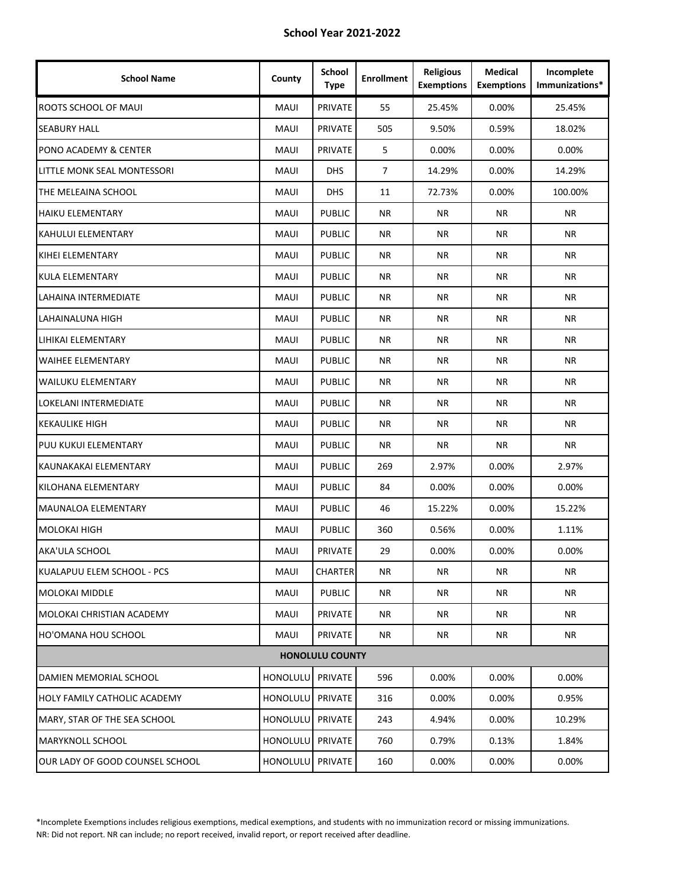**School Year 2021-2022**

| School Name | County | School Type | Enrollment | Religious Exemptions | Medical Exemptions | Incomplete Immunizations* |
|---|---|---|---|---|---|---|
| ROOTS SCHOOL OF MAUI | MAUI | PRIVATE | 55 | 25.45% | 0.00% | 25.45% |
| SEABURY HALL | MAUI | PRIVATE | 505 | 9.50% | 0.59% | 18.02% |
| PONO ACADEMY & CENTER | MAUI | PRIVATE | 5 | 0.00% | 0.00% | 0.00% |
| LITTLE MONK SEAL MONTESSORI | MAUI | DHS | 7 | 14.29% | 0.00% | 14.29% |
| THE MELEAINA SCHOOL | MAUI | DHS | 11 | 72.73% | 0.00% | 100.00% |
| HAIKU ELEMENTARY | MAUI | PUBLIC | NR | NR | NR | NR |
| KAHULUI ELEMENTARY | MAUI | PUBLIC | NR | NR | NR | NR |
| KIHEI ELEMENTARY | MAUI | PUBLIC | NR | NR | NR | NR |
| KULA ELEMENTARY | MAUI | PUBLIC | NR | NR | NR | NR |
| LAHAINA INTERMEDIATE | MAUI | PUBLIC | NR | NR | NR | NR |
| LAHAINALUNA HIGH | MAUI | PUBLIC | NR | NR | NR | NR |
| LIHIKAI ELEMENTARY | MAUI | PUBLIC | NR | NR | NR | NR |
| WAIHEE ELEMENTARY | MAUI | PUBLIC | NR | NR | NR | NR |
| WAILUKU ELEMENTARY | MAUI | PUBLIC | NR | NR | NR | NR |
| LOKELANI INTERMEDIATE | MAUI | PUBLIC | NR | NR | NR | NR |
| KEKAULIKE HIGH | MAUI | PUBLIC | NR | NR | NR | NR |
| PUU KUKUI ELEMENTARY | MAUI | PUBLIC | NR | NR | NR | NR |
| KAUNAKAKAI ELEMENTARY | MAUI | PUBLIC | 269 | 2.97% | 0.00% | 2.97% |
| KILOHANA ELEMENTARY | MAUI | PUBLIC | 84 | 0.00% | 0.00% | 0.00% |
| MAUNALOA ELEMENTARY | MAUI | PUBLIC | 46 | 15.22% | 0.00% | 15.22% |
| MOLOKAI HIGH | MAUI | PUBLIC | 360 | 0.56% | 0.00% | 1.11% |
| AKA'ULA SCHOOL | MAUI | PRIVATE | 29 | 0.00% | 0.00% | 0.00% |
| KUALAPUU ELEM SCHOOL - PCS | MAUI | CHARTER | NR | NR | NR | NR |
| MOLOKAI MIDDLE | MAUI | PUBLIC | NR | NR | NR | NR |
| MOLOKAI CHRISTIAN ACADEMY | MAUI | PRIVATE | NR | NR | NR | NR |
| HO'OMANA HOU SCHOOL | MAUI | PRIVATE | NR | NR | NR | NR |
| **HONOLULU COUNTY** | | | | | | |
| DAMIEN MEMORIAL SCHOOL | HONOLULU | PRIVATE | 596 | 0.00% | 0.00% | 0.00% |
| HOLY FAMILY CATHOLIC ACADEMY | HONOLULU | PRIVATE | 316 | 0.00% | 0.00% | 0.95% |
| MARY, STAR OF THE SEA SCHOOL | HONOLULU | PRIVATE | 243 | 4.94% | 0.00% | 10.29% |
| MARYKNOLL SCHOOL | HONOLULU | PRIVATE | 760 | 0.79% | 0.13% | 1.84% |
| OUR LADY OF GOOD COUNSEL SCHOOL | HONOLULU | PRIVATE | 160 | 0.00% | 0.00% | 0.00% |

*Incomplete Exemptions includes religious exemptions, medical exemptions, and students with no immunization record or missing immunizations.
NR: Did not report. NR can include; no report received, invalid report, or report received after deadline.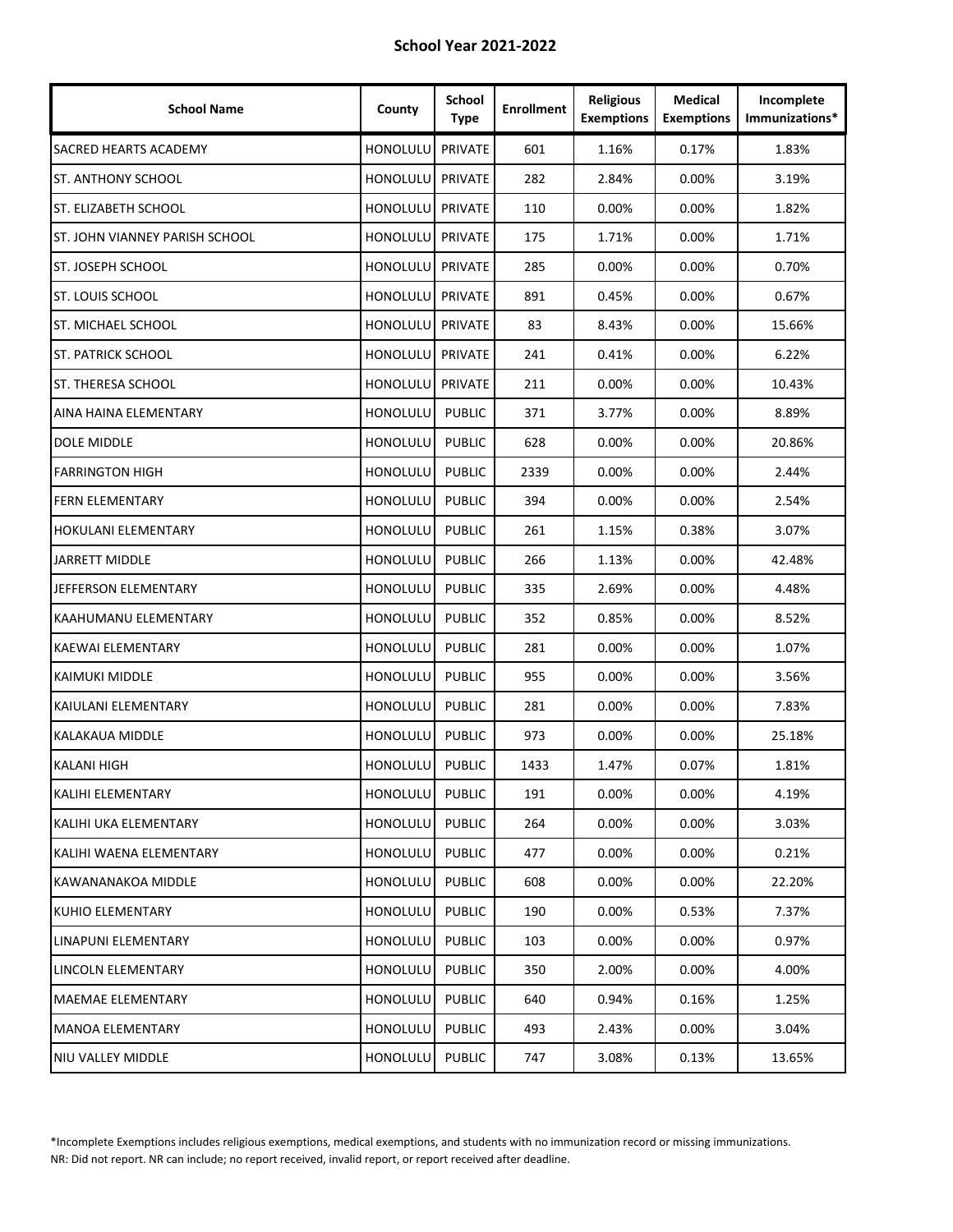**School Year 2021-2022**

| School Name | County | School Type | Enrollment | Religious Exemptions | Medical Exemptions | Incomplete Immunizations* |
|---|---|---|---|---|---|---|
| SACRED HEARTS ACADEMY | HONOLULU | PRIVATE | 601 | 1.16% | 0.17% | 1.83% |
| ST. ANTHONY SCHOOL | HONOLULU | PRIVATE | 282 | 2.84% | 0.00% | 3.19% |
| ST. ELIZABETH SCHOOL | HONOLULU | PRIVATE | 110 | 0.00% | 0.00% | 1.82% |
| ST. JOHN VIANNEY PARISH SCHOOL | HONOLULU | PRIVATE | 175 | 1.71% | 0.00% | 1.71% |
| ST. JOSEPH SCHOOL | HONOLULU | PRIVATE | 285 | 0.00% | 0.00% | 0.70% |
| ST. LOUIS SCHOOL | HONOLULU | PRIVATE | 891 | 0.45% | 0.00% | 0.67% |
| ST. MICHAEL SCHOOL | HONOLULU | PRIVATE | 83 | 8.43% | 0.00% | 15.66% |
| ST. PATRICK SCHOOL | HONOLULU | PRIVATE | 241 | 0.41% | 0.00% | 6.22% |
| ST. THERESA SCHOOL | HONOLULU | PRIVATE | 211 | 0.00% | 0.00% | 10.43% |
| AINA HAINA ELEMENTARY | HONOLULU | PUBLIC | 371 | 3.77% | 0.00% | 8.89% |
| DOLE MIDDLE | HONOLULU | PUBLIC | 628 | 0.00% | 0.00% | 20.86% |
| FARRINGTON HIGH | HONOLULU | PUBLIC | 2339 | 0.00% | 0.00% | 2.44% |
| FERN ELEMENTARY | HONOLULU | PUBLIC | 394 | 0.00% | 0.00% | 2.54% |
| HOKULANI ELEMENTARY | HONOLULU | PUBLIC | 261 | 1.15% | 0.38% | 3.07% |
| JARRETT MIDDLE | HONOLULU | PUBLIC | 266 | 1.13% | 0.00% | 42.48% |
| JEFFERSON ELEMENTARY | HONOLULU | PUBLIC | 335 | 2.69% | 0.00% | 4.48% |
| KAAHUMANU ELEMENTARY | HONOLULU | PUBLIC | 352 | 0.85% | 0.00% | 8.52% |
| KAEWAI ELEMENTARY | HONOLULU | PUBLIC | 281 | 0.00% | 0.00% | 1.07% |
| KAIMUKI MIDDLE | HONOLULU | PUBLIC | 955 | 0.00% | 0.00% | 3.56% |
| KAIULANI ELEMENTARY | HONOLULU | PUBLIC | 281 | 0.00% | 0.00% | 7.83% |
| KALAKAUA MIDDLE | HONOLULU | PUBLIC | 973 | 0.00% | 0.00% | 25.18% |
| KALANI HIGH | HONOLULU | PUBLIC | 1433 | 1.47% | 0.07% | 1.81% |
| KALIHI ELEMENTARY | HONOLULU | PUBLIC | 191 | 0.00% | 0.00% | 4.19% |
| KALIHI UKA ELEMENTARY | HONOLULU | PUBLIC | 264 | 0.00% | 0.00% | 3.03% |
| KALIHI WAENA ELEMENTARY | HONOLULU | PUBLIC | 477 | 0.00% | 0.00% | 0.21% |
| KAWANANAKOA MIDDLE | HONOLULU | PUBLIC | 608 | 0.00% | 0.00% | 22.20% |
| KUHIO ELEMENTARY | HONOLULU | PUBLIC | 190 | 0.00% | 0.53% | 7.37% |
| LINAPUNI ELEMENTARY | HONOLULU | PUBLIC | 103 | 0.00% | 0.00% | 0.97% |
| LINCOLN ELEMENTARY | HONOLULU | PUBLIC | 350 | 2.00% | 0.00% | 4.00% |
| MAEMAE ELEMENTARY | HONOLULU | PUBLIC | 640 | 0.94% | 0.16% | 1.25% |
| MANOA ELEMENTARY | HONOLULU | PUBLIC | 493 | 2.43% | 0.00% | 3.04% |
| NIU VALLEY MIDDLE | HONOLULU | PUBLIC | 747 | 3.08% | 0.13% | 13.65% |

*Incomplete Exemptions includes religious exemptions, medical exemptions, and students with no immunization record or missing immunizations.
NR: Did not report. NR can include; no report received, invalid report, or report received after deadline.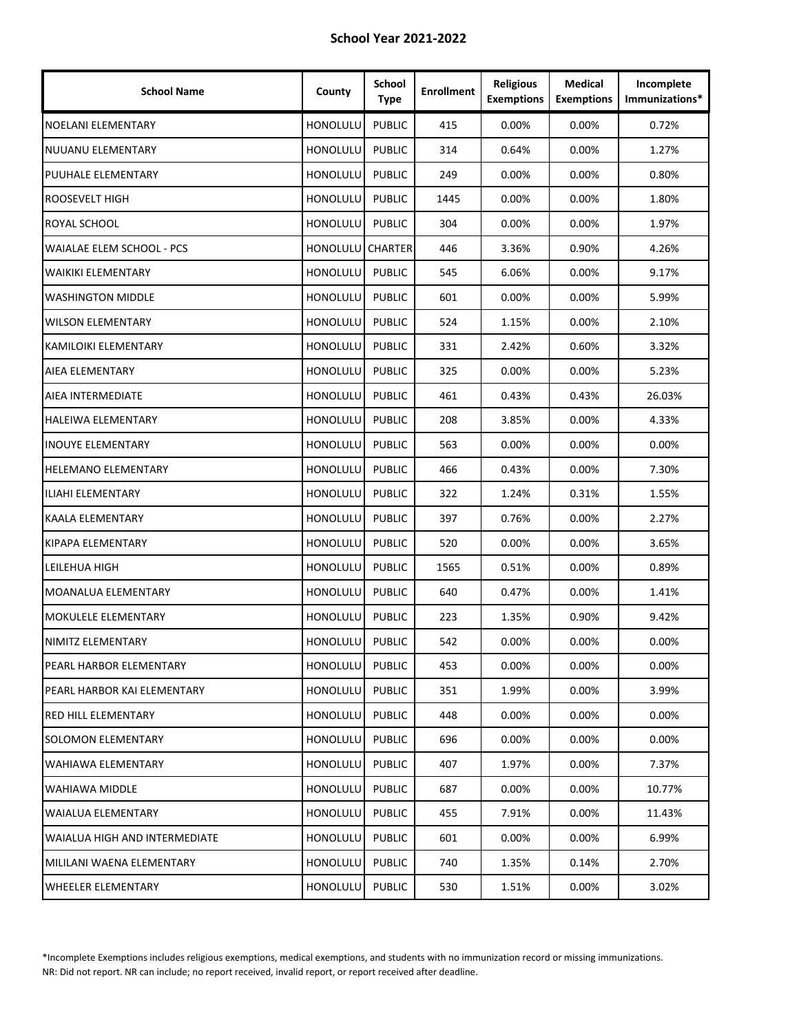**School Year 2021-2022**

| School Name | County | School Type | Enrollment | Religious Exemptions | Medical Exemptions | Incomplete Immunizations* |
|---|---|---|---|---|---|---|
| NOELANI ELEMENTARY | HONOLULU | PUBLIC | 415 | 0.00% | 0.00% | 0.72% |
| NUUANU ELEMENTARY | HONOLULU | PUBLIC | 314 | 0.64% | 0.00% | 1.27% |
| PUUHALE ELEMENTARY | HONOLULU | PUBLIC | 249 | 0.00% | 0.00% | 0.80% |
| ROOSEVELT HIGH | HONOLULU | PUBLIC | 1445 | 0.00% | 0.00% | 1.80% |
| ROYAL SCHOOL | HONOLULU | PUBLIC | 304 | 0.00% | 0.00% | 1.97% |
| WAIALAE ELEM SCHOOL - PCS | HONOLULU | CHARTER | 446 | 3.36% | 0.90% | 4.26% |
| WAIKIKI ELEMENTARY | HONOLULU | PUBLIC | 545 | 6.06% | 0.00% | 9.17% |
| WASHINGTON MIDDLE | HONOLULU | PUBLIC | 601 | 0.00% | 0.00% | 5.99% |
| WILSON ELEMENTARY | HONOLULU | PUBLIC | 524 | 1.15% | 0.00% | 2.10% |
| KAMILOIKI ELEMENTARY | HONOLULU | PUBLIC | 331 | 2.42% | 0.60% | 3.32% |
| AIEA ELEMENTARY | HONOLULU | PUBLIC | 325 | 0.00% | 0.00% | 5.23% |
| AIEA INTERMEDIATE | HONOLULU | PUBLIC | 461 | 0.43% | 0.43% | 26.03% |
| HALEIWA ELEMENTARY | HONOLULU | PUBLIC | 208 | 3.85% | 0.00% | 4.33% |
| INOUYE ELEMENTARY | HONOLULU | PUBLIC | 563 | 0.00% | 0.00% | 0.00% |
| HELEMANO ELEMENTARY | HONOLULU | PUBLIC | 466 | 0.43% | 0.00% | 7.30% |
| ILIAHI ELEMENTARY | HONOLULU | PUBLIC | 322 | 1.24% | 0.31% | 1.55% |
| KAALA ELEMENTARY | HONOLULU | PUBLIC | 397 | 0.76% | 0.00% | 2.27% |
| KIPAPA ELEMENTARY | HONOLULU | PUBLIC | 520 | 0.00% | 0.00% | 3.65% |
| LEILEHUA HIGH | HONOLULU | PUBLIC | 1565 | 0.51% | 0.00% | 0.89% |
| MOANALUA ELEMENTARY | HONOLULU | PUBLIC | 640 | 0.47% | 0.00% | 1.41% |
| MOKULELE ELEMENTARY | HONOLULU | PUBLIC | 223 | 1.35% | 0.90% | 9.42% |
| NIMITZ ELEMENTARY | HONOLULU | PUBLIC | 542 | 0.00% | 0.00% | 0.00% |
| PEARL HARBOR ELEMENTARY | HONOLULU | PUBLIC | 453 | 0.00% | 0.00% | 0.00% |
| PEARL HARBOR KAI ELEMENTARY | HONOLULU | PUBLIC | 351 | 1.99% | 0.00% | 3.99% |
| RED HILL ELEMENTARY | HONOLULU | PUBLIC | 448 | 0.00% | 0.00% | 0.00% |
| SOLOMON ELEMENTARY | HONOLULU | PUBLIC | 696 | 0.00% | 0.00% | 0.00% |
| WAHIAWA ELEMENTARY | HONOLULU | PUBLIC | 407 | 1.97% | 0.00% | 7.37% |
| WAHIAWA MIDDLE | HONOLULU | PUBLIC | 687 | 0.00% | 0.00% | 10.77% |
| WAIALUA ELEMENTARY | HONOLULU | PUBLIC | 455 | 7.91% | 0.00% | 11.43% |
| WAIALUA HIGH AND INTERMEDIATE | HONOLULU | PUBLIC | 601 | 0.00% | 0.00% | 6.99% |
| MILILANI WAENA ELEMENTARY | HONOLULU | PUBLIC | 740 | 1.35% | 0.14% | 2.70% |
| WHEELER ELEMENTARY | HONOLULU | PUBLIC | 530 | 1.51% | 0.00% | 3.02% |

*Incomplete Exemptions includes religious exemptions, medical exemptions, and students with no immunization record or missing immunizations.
NR: Did not report. NR can include; no report received, invalid report, or report received after deadline.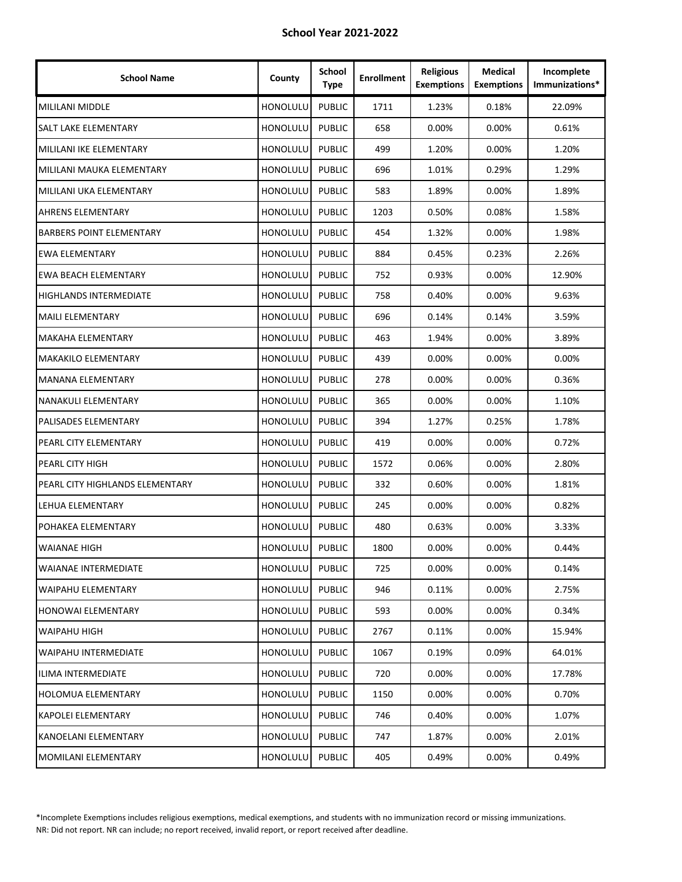**School Year 2021-2022**

| School Name | County | School Type | Enrollment | Religious Exemptions | Medical Exemptions | Incomplete Immunizations* |
|---|---|---|---|---|---|---|
| MILILANI MIDDLE | HONOLULU | PUBLIC | 1711 | 1.23% | 0.18% | 22.09% |
| SALT LAKE ELEMENTARY | HONOLULU | PUBLIC | 658 | 0.00% | 0.00% | 0.61% |
| MILILANI IKE ELEMENTARY | HONOLULU | PUBLIC | 499 | 1.20% | 0.00% | 1.20% |
| MILILANI MAUKA ELEMENTARY | HONOLULU | PUBLIC | 696 | 1.01% | 0.29% | 1.29% |
| MILILANI UKA ELEMENTARY | HONOLULU | PUBLIC | 583 | 1.89% | 0.00% | 1.89% |
| AHRENS ELEMENTARY | HONOLULU | PUBLIC | 1203 | 0.50% | 0.08% | 1.58% |
| BARBERS POINT ELEMENTARY | HONOLULU | PUBLIC | 454 | 1.32% | 0.00% | 1.98% |
| EWA ELEMENTARY | HONOLULU | PUBLIC | 884 | 0.45% | 0.23% | 2.26% |
| EWA BEACH ELEMENTARY | HONOLULU | PUBLIC | 752 | 0.93% | 0.00% | 12.90% |
| HIGHLANDS INTERMEDIATE | HONOLULU | PUBLIC | 758 | 0.40% | 0.00% | 9.63% |
| MAILI ELEMENTARY | HONOLULU | PUBLIC | 696 | 0.14% | 0.14% | 3.59% |
| MAKAHA ELEMENTARY | HONOLULU | PUBLIC | 463 | 1.94% | 0.00% | 3.89% |
| MAKAKILO ELEMENTARY | HONOLULU | PUBLIC | 439 | 0.00% | 0.00% | 0.00% |
| MANANA ELEMENTARY | HONOLULU | PUBLIC | 278 | 0.00% | 0.00% | 0.36% |
| NANAKULI ELEMENTARY | HONOLULU | PUBLIC | 365 | 0.00% | 0.00% | 1.10% |
| PALISADES ELEMENTARY | HONOLULU | PUBLIC | 394 | 1.27% | 0.25% | 1.78% |
| PEARL CITY ELEMENTARY | HONOLULU | PUBLIC | 419 | 0.00% | 0.00% | 0.72% |
| PEARL CITY HIGH | HONOLULU | PUBLIC | 1572 | 0.06% | 0.00% | 2.80% |
| PEARL CITY HIGHLANDS ELEMENTARY | HONOLULU | PUBLIC | 332 | 0.60% | 0.00% | 1.81% |
| LEHUA ELEMENTARY | HONOLULU | PUBLIC | 245 | 0.00% | 0.00% | 0.82% |
| POHAKEA ELEMENTARY | HONOLULU | PUBLIC | 480 | 0.63% | 0.00% | 3.33% |
| WAIANAE HIGH | HONOLULU | PUBLIC | 1800 | 0.00% | 0.00% | 0.44% |
| WAIANAE INTERMEDIATE | HONOLULU | PUBLIC | 725 | 0.00% | 0.00% | 0.14% |
| WAIPAHU ELEMENTARY | HONOLULU | PUBLIC | 946 | 0.11% | 0.00% | 2.75% |
| HONOWAI ELEMENTARY | HONOLULU | PUBLIC | 593 | 0.00% | 0.00% | 0.34% |
| WAIPAHU HIGH | HONOLULU | PUBLIC | 2767 | 0.11% | 0.00% | 15.94% |
| WAIPAHU INTERMEDIATE | HONOLULU | PUBLIC | 1067 | 0.19% | 0.09% | 64.01% |
| ILIMA INTERMEDIATE | HONOLULU | PUBLIC | 720 | 0.00% | 0.00% | 17.78% |
| HOLOMUA ELEMENTARY | HONOLULU | PUBLIC | 1150 | 0.00% | 0.00% | 0.70% |
| KAPOLEI ELEMENTARY | HONOLULU | PUBLIC | 746 | 0.40% | 0.00% | 1.07% |
| KANOELANI ELEMENTARY | HONOLULU | PUBLIC | 747 | 1.87% | 0.00% | 2.01% |
| MOMILANI ELEMENTARY | HONOLULU | PUBLIC | 405 | 0.49% | 0.00% | 0.49% |

*Incomplete Exemptions includes religious exemptions, medical exemptions, and students with no immunization record or missing immunizations.
NR: Did not report. NR can include; no report received, invalid report, or report received after deadline.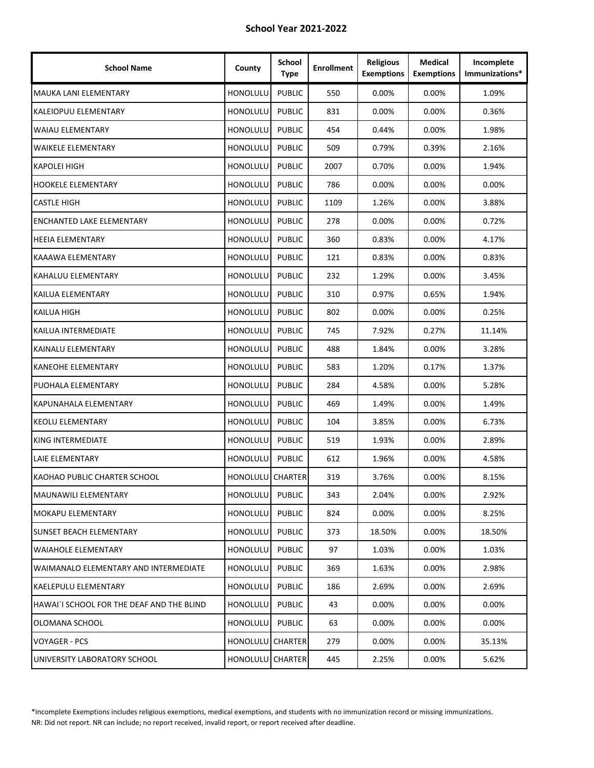**School Year 2021-2022**

| School Name | County | School Type | Enrollment | Religious Exemptions | Medical Exemptions | Incomplete Immunizations* |
|---|---|---|---|---|---|---|
| MAUKA LANI ELEMENTARY | HONOLULU | PUBLIC | 550 | 0.00% | 0.00% | 1.09% |
| KALEIOPUU ELEMENTARY | HONOLULU | PUBLIC | 831 | 0.00% | 0.00% | 0.36% |
| WAIAU ELEMENTARY | HONOLULU | PUBLIC | 454 | 0.44% | 0.00% | 1.98% |
| WAIKELE ELEMENTARY | HONOLULU | PUBLIC | 509 | 0.79% | 0.39% | 2.16% |
| KAPOLEI HIGH | HONOLULU | PUBLIC | 2007 | 0.70% | 0.00% | 1.94% |
| HOOKELE ELEMENTARY | HONOLULU | PUBLIC | 786 | 0.00% | 0.00% | 0.00% |
| CASTLE HIGH | HONOLULU | PUBLIC | 1109 | 1.26% | 0.00% | 3.88% |
| ENCHANTED LAKE ELEMENTARY | HONOLULU | PUBLIC | 278 | 0.00% | 0.00% | 0.72% |
| HEEIA ELEMENTARY | HONOLULU | PUBLIC | 360 | 0.83% | 0.00% | 4.17% |
| KAAAWA ELEMENTARY | HONOLULU | PUBLIC | 121 | 0.83% | 0.00% | 0.83% |
| KAHALUU ELEMENTARY | HONOLULU | PUBLIC | 232 | 1.29% | 0.00% | 3.45% |
| KAILUA ELEMENTARY | HONOLULU | PUBLIC | 310 | 0.97% | 0.65% | 1.94% |
| KAILUA HIGH | HONOLULU | PUBLIC | 802 | 0.00% | 0.00% | 0.25% |
| KAILUA INTERMEDIATE | HONOLULU | PUBLIC | 745 | 7.92% | 0.27% | 11.14% |
| KAINALU ELEMENTARY | HONOLULU | PUBLIC | 488 | 1.84% | 0.00% | 3.28% |
| KANEOHE ELEMENTARY | HONOLULU | PUBLIC | 583 | 1.20% | 0.17% | 1.37% |
| PUOHALA ELEMENTARY | HONOLULU | PUBLIC | 284 | 4.58% | 0.00% | 5.28% |
| KAPUNAHALA ELEMENTARY | HONOLULU | PUBLIC | 469 | 1.49% | 0.00% | 1.49% |
| KEOLU ELEMENTARY | HONOLULU | PUBLIC | 104 | 3.85% | 0.00% | 6.73% |
| KING INTERMEDIATE | HONOLULU | PUBLIC | 519 | 1.93% | 0.00% | 2.89% |
| LAIE ELEMENTARY | HONOLULU | PUBLIC | 612 | 1.96% | 0.00% | 4.58% |
| KAOHAO PUBLIC CHARTER SCHOOL | HONOLULU | CHARTER | 319 | 3.76% | 0.00% | 8.15% |
| MAUNAWILI ELEMENTARY | HONOLULU | PUBLIC | 343 | 2.04% | 0.00% | 2.92% |
| MOKAPU ELEMENTARY | HONOLULU | PUBLIC | 824 | 0.00% | 0.00% | 8.25% |
| SUNSET BEACH ELEMENTARY | HONOLULU | PUBLIC | 373 | 18.50% | 0.00% | 18.50% |
| WAIAHOLE ELEMENTARY | HONOLULU | PUBLIC | 97 | 1.03% | 0.00% | 1.03% |
| WAIMANALO ELEMENTARY AND INTERMEDIATE | HONOLULU | PUBLIC | 369 | 1.63% | 0.00% | 2.98% |
| KAELEPULU ELEMENTARY | HONOLULU | PUBLIC | 186 | 2.69% | 0.00% | 2.69% |
| HAWAI`I SCHOOL FOR THE DEAF AND THE BLIND | HONOLULU | PUBLIC | 43 | 0.00% | 0.00% | 0.00% |
| OLOMANA SCHOOL | HONOLULU | PUBLIC | 63 | 0.00% | 0.00% | 0.00% |
| VOYAGER - PCS | HONOLULU | CHARTER | 279 | 0.00% | 0.00% | 35.13% |
| UNIVERSITY LABORATORY SCHOOL | HONOLULU | CHARTER | 445 | 2.25% | 0.00% | 5.62% |

*Incomplete Exemptions includes religious exemptions, medical exemptions, and students with no immunization record or missing immunizations.

NR: Did not report. NR can include; no report received, invalid report, or report received after deadline.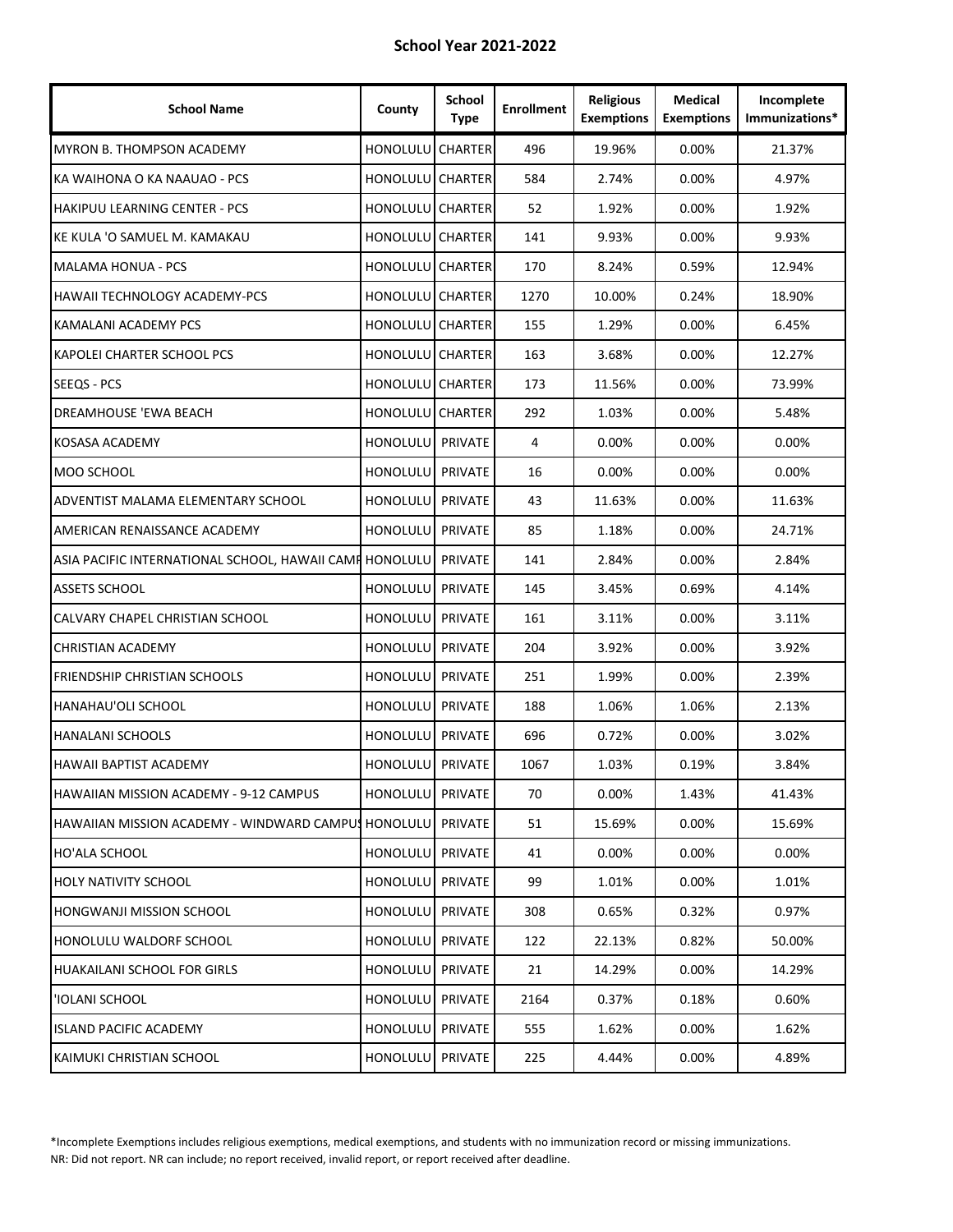**School Year 2021-2022**

| School Name | County | School Type | Enrollment | Religious Exemptions | Medical Exemptions | Incomplete Immunizations* |
|---|---|---|---|---|---|---|
| MYRON B. THOMPSON ACADEMY | HONOLULU | CHARTER | 496 | 19.96% | 0.00% | 21.37% |
| KA WAIHONA O KA NAAUAO - PCS | HONOLULU | CHARTER | 584 | 2.74% | 0.00% | 4.97% |
| HAKIPUU LEARNING CENTER - PCS | HONOLULU | CHARTER | 52 | 1.92% | 0.00% | 1.92% |
| KE KULA 'O SAMUEL M. KAMAKAU | HONOLULU | CHARTER | 141 | 9.93% | 0.00% | 9.93% |
| MALAMA HONUA - PCS | HONOLULU | CHARTER | 170 | 8.24% | 0.59% | 12.94% |
| HAWAII TECHNOLOGY ACADEMY-PCS | HONOLULU | CHARTER | 1270 | 10.00% | 0.24% | 18.90% |
| KAMALANI ACADEMY PCS | HONOLULU | CHARTER | 155 | 1.29% | 0.00% | 6.45% |
| KAPOLEI CHARTER SCHOOL PCS | HONOLULU | CHARTER | 163 | 3.68% | 0.00% | 12.27% |
| SEEQS - PCS | HONOLULU | CHARTER | 173 | 11.56% | 0.00% | 73.99% |
| DREAMHOUSE 'EWA BEACH | HONOLULU | CHARTER | 292 | 1.03% | 0.00% | 5.48% |
| KOSASA ACADEMY | HONOLULU | PRIVATE | 4 | 0.00% | 0.00% | 0.00% |
| MOO SCHOOL | HONOLULU | PRIVATE | 16 | 0.00% | 0.00% | 0.00% |
| ADVENTIST MALAMA ELEMENTARY SCHOOL | HONOLULU | PRIVATE | 43 | 11.63% | 0.00% | 11.63% |
| AMERICAN RENAISSANCE ACADEMY | HONOLULU | PRIVATE | 85 | 1.18% | 0.00% | 24.71% |
| ASIA PACIFIC INTERNATIONAL SCHOOL, HAWAII CAMP | HONOLULU | PRIVATE | 141 | 2.84% | 0.00% | 2.84% |
| ASSETS SCHOOL | HONOLULU | PRIVATE | 145 | 3.45% | 0.69% | 4.14% |
| CALVARY CHAPEL CHRISTIAN SCHOOL | HONOLULU | PRIVATE | 161 | 3.11% | 0.00% | 3.11% |
| CHRISTIAN ACADEMY | HONOLULU | PRIVATE | 204 | 3.92% | 0.00% | 3.92% |
| FRIENDSHIP CHRISTIAN SCHOOLS | HONOLULU | PRIVATE | 251 | 1.99% | 0.00% | 2.39% |
| HANAHAU'OLI SCHOOL | HONOLULU | PRIVATE | 188 | 1.06% | 1.06% | 2.13% |
| HANALANI SCHOOLS | HONOLULU | PRIVATE | 696 | 0.72% | 0.00% | 3.02% |
| HAWAII BAPTIST ACADEMY | HONOLULU | PRIVATE | 1067 | 1.03% | 0.19% | 3.84% |
| HAWAIIAN MISSION ACADEMY - 9-12 CAMPUS | HONOLULU | PRIVATE | 70 | 0.00% | 1.43% | 41.43% |
| HAWAIIAN MISSION ACADEMY - WINDWARD CAMPUS | HONOLULU | PRIVATE | 51 | 15.69% | 0.00% | 15.69% |
| HO'ALA SCHOOL | HONOLULU | PRIVATE | 41 | 0.00% | 0.00% | 0.00% |
| HOLY NATIVITY SCHOOL | HONOLULU | PRIVATE | 99 | 1.01% | 0.00% | 1.01% |
| HONGWANJI MISSION SCHOOL | HONOLULU | PRIVATE | 308 | 0.65% | 0.32% | 0.97% |
| HONOLULU WALDORF SCHOOL | HONOLULU | PRIVATE | 122 | 22.13% | 0.82% | 50.00% |
| HUAKAILANI SCHOOL FOR GIRLS | HONOLULU | PRIVATE | 21 | 14.29% | 0.00% | 14.29% |
| 'IOLANI SCHOOL | HONOLULU | PRIVATE | 2164 | 0.37% | 0.18% | 0.60% |
| ISLAND PACIFIC ACADEMY | HONOLULU | PRIVATE | 555 | 1.62% | 0.00% | 1.62% |
| KAIMUKI CHRISTIAN SCHOOL | HONOLULU | PRIVATE | 225 | 4.44% | 0.00% | 4.89% |

*Incomplete Exemptions includes religious exemptions, medical exemptions, and students with no immunization record or missing immunizations.
NR: Did not report. NR can include; no report received, invalid report, or report received after deadline.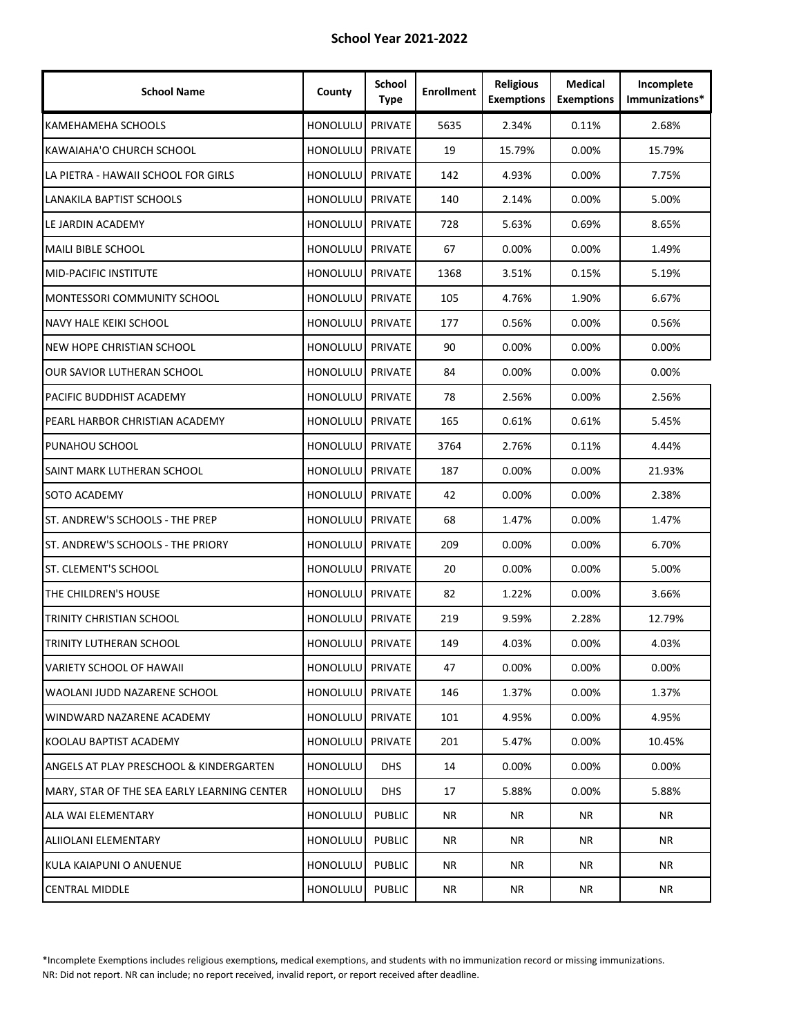**School Year 2021-2022**

| School Name | County | School Type | Enrollment | Religious Exemptions | Medical Exemptions | Incomplete Immunizations* |
|---|---|---|---|---|---|---|
| KAMEHAMEHA SCHOOLS | HONOLULU | PRIVATE | 5635 | 2.34% | 0.11% | 2.68% |
| KAWAIAHA'O CHURCH SCHOOL | HONOLULU | PRIVATE | 19 | 15.79% | 0.00% | 15.79% |
| LA PIETRA - HAWAII SCHOOL FOR GIRLS | HONOLULU | PRIVATE | 142 | 4.93% | 0.00% | 7.75% |
| LANAKILA BAPTIST SCHOOLS | HONOLULU | PRIVATE | 140 | 2.14% | 0.00% | 5.00% |
| LE JARDIN ACADEMY | HONOLULU | PRIVATE | 728 | 5.63% | 0.69% | 8.65% |
| MAILI BIBLE SCHOOL | HONOLULU | PRIVATE | 67 | 0.00% | 0.00% | 1.49% |
| MID-PACIFIC INSTITUTE | HONOLULU | PRIVATE | 1368 | 3.51% | 0.15% | 5.19% |
| MONTESSORI COMMUNITY SCHOOL | HONOLULU | PRIVATE | 105 | 4.76% | 1.90% | 6.67% |
| NAVY HALE KEIKI SCHOOL | HONOLULU | PRIVATE | 177 | 0.56% | 0.00% | 0.56% |
| NEW HOPE CHRISTIAN SCHOOL | HONOLULU | PRIVATE | 90 | 0.00% | 0.00% | 0.00% |
| OUR SAVIOR LUTHERAN SCHOOL | HONOLULU | PRIVATE | 84 | 0.00% | 0.00% | 0.00% |
| PACIFIC BUDDHIST ACADEMY | HONOLULU | PRIVATE | 78 | 2.56% | 0.00% | 2.56% |
| PEARL HARBOR CHRISTIAN ACADEMY | HONOLULU | PRIVATE | 165 | 0.61% | 0.61% | 5.45% |
| PUNAHOU SCHOOL | HONOLULU | PRIVATE | 3764 | 2.76% | 0.11% | 4.44% |
| SAINT MARK LUTHERAN SCHOOL | HONOLULU | PRIVATE | 187 | 0.00% | 0.00% | 21.93% |
| SOTO ACADEMY | HONOLULU | PRIVATE | 42 | 0.00% | 0.00% | 2.38% |
| ST. ANDREW'S SCHOOLS - THE PREP | HONOLULU | PRIVATE | 68 | 1.47% | 0.00% | 1.47% |
| ST. ANDREW'S SCHOOLS - THE PRIORY | HONOLULU | PRIVATE | 209 | 0.00% | 0.00% | 6.70% |
| ST. CLEMENT'S SCHOOL | HONOLULU | PRIVATE | 20 | 0.00% | 0.00% | 5.00% |
| THE CHILDREN'S HOUSE | HONOLULU | PRIVATE | 82 | 1.22% | 0.00% | 3.66% |
| TRINITY CHRISTIAN SCHOOL | HONOLULU | PRIVATE | 219 | 9.59% | 2.28% | 12.79% |
| TRINITY LUTHERAN SCHOOL | HONOLULU | PRIVATE | 149 | 4.03% | 0.00% | 4.03% |
| VARIETY SCHOOL OF HAWAII | HONOLULU | PRIVATE | 47 | 0.00% | 0.00% | 0.00% |
| WAOLANI JUDD NAZARENE SCHOOL | HONOLULU | PRIVATE | 146 | 1.37% | 0.00% | 1.37% |
| WINDWARD NAZARENE ACADEMY | HONOLULU | PRIVATE | 101 | 4.95% | 0.00% | 4.95% |
| KOOLAU BAPTIST ACADEMY | HONOLULU | PRIVATE | 201 | 5.47% | 0.00% | 10.45% |
| ANGELS AT PLAY PRESCHOOL & KINDERGARTEN | HONOLULU | DHS | 14 | 0.00% | 0.00% | 0.00% |
| MARY, STAR OF THE SEA EARLY LEARNING CENTER | HONOLULU | DHS | 17 | 5.88% | 0.00% | 5.88% |
| ALA WAI ELEMENTARY | HONOLULU | PUBLIC | NR | NR | NR | NR |
| ALIIOLANI ELEMENTARY | HONOLULU | PUBLIC | NR | NR | NR | NR |
| KULA KAIAPUNI O ANUENUE | HONOLULU | PUBLIC | NR | NR | NR | NR |
| CENTRAL MIDDLE | HONOLULU | PUBLIC | NR | NR | NR | NR |

*Incomplete Exemptions includes religious exemptions, medical exemptions, and students with no immunization record or missing immunizations.
NR: Did not report. NR can include; no report received, invalid report, or report received after deadline.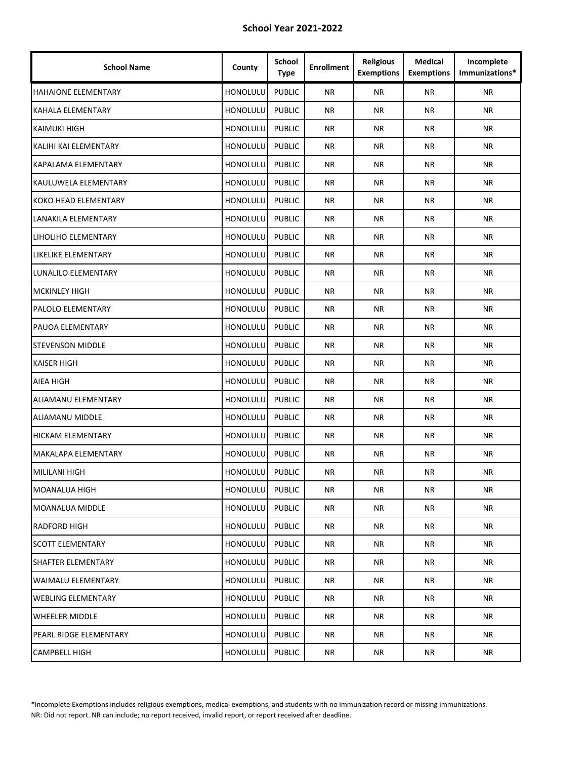**School Year 2021-2022**

| School Name | County | School Type | Enrollment | Religious Exemptions | Medical Exemptions | Incomplete Immunizations* |
|---|---|---|---|---|---|---|
| HAHAIONE ELEMENTARY | HONOLULU | PUBLIC | NR | NR | NR | NR |
| KAHALA ELEMENTARY | HONOLULU | PUBLIC | NR | NR | NR | NR |
| KAIMUKI HIGH | HONOLULU | PUBLIC | NR | NR | NR | NR |
| KALIHI KAI ELEMENTARY | HONOLULU | PUBLIC | NR | NR | NR | NR |
| KAPALAMA ELEMENTARY | HONOLULU | PUBLIC | NR | NR | NR | NR |
| KAULUWELA ELEMENTARY | HONOLULU | PUBLIC | NR | NR | NR | NR |
| KOKO HEAD ELEMENTARY | HONOLULU | PUBLIC | NR | NR | NR | NR |
| LANAKILA ELEMENTARY | HONOLULU | PUBLIC | NR | NR | NR | NR |
| LIHOLIHO ELEMENTARY | HONOLULU | PUBLIC | NR | NR | NR | NR |
| LIKELIKE ELEMENTARY | HONOLULU | PUBLIC | NR | NR | NR | NR |
| LUNALILO ELEMENTARY | HONOLULU | PUBLIC | NR | NR | NR | NR |
| MCKINLEY HIGH | HONOLULU | PUBLIC | NR | NR | NR | NR |
| PALOLO ELEMENTARY | HONOLULU | PUBLIC | NR | NR | NR | NR |
| PAUOA ELEMENTARY | HONOLULU | PUBLIC | NR | NR | NR | NR |
| STEVENSON MIDDLE | HONOLULU | PUBLIC | NR | NR | NR | NR |
| KAISER HIGH | HONOLULU | PUBLIC | NR | NR | NR | NR |
| AIEA HIGH | HONOLULU | PUBLIC | NR | NR | NR | NR |
| ALIAMANU ELEMENTARY | HONOLULU | PUBLIC | NR | NR | NR | NR |
| ALIAMANU MIDDLE | HONOLULU | PUBLIC | NR | NR | NR | NR |
| HICKAM ELEMENTARY | HONOLULU | PUBLIC | NR | NR | NR | NR |
| MAKALAPA ELEMENTARY | HONOLULU | PUBLIC | NR | NR | NR | NR |
| MILILANI HIGH | HONOLULU | PUBLIC | NR | NR | NR | NR |
| MOANALUA HIGH | HONOLULU | PUBLIC | NR | NR | NR | NR |
| MOANALUA MIDDLE | HONOLULU | PUBLIC | NR | NR | NR | NR |
| RADFORD HIGH | HONOLULU | PUBLIC | NR | NR | NR | NR |
| SCOTT ELEMENTARY | HONOLULU | PUBLIC | NR | NR | NR | NR |
| SHAFTER ELEMENTARY | HONOLULU | PUBLIC | NR | NR | NR | NR |
| WAIMALU ELEMENTARY | HONOLULU | PUBLIC | NR | NR | NR | NR |
| WEBLING ELEMENTARY | HONOLULU | PUBLIC | NR | NR | NR | NR |
| WHEELER MIDDLE | HONOLULU | PUBLIC | NR | NR | NR | NR |
| PEARL RIDGE ELEMENTARY | HONOLULU | PUBLIC | NR | NR | NR | NR |
| CAMPBELL HIGH | HONOLULU | PUBLIC | NR | NR | NR | NR |

*Incomplete Exemptions includes religious exemptions, medical exemptions, and students with no immunization record or missing immunizations.
NR: Did not report. NR can include; no report received, invalid report, or report received after deadline.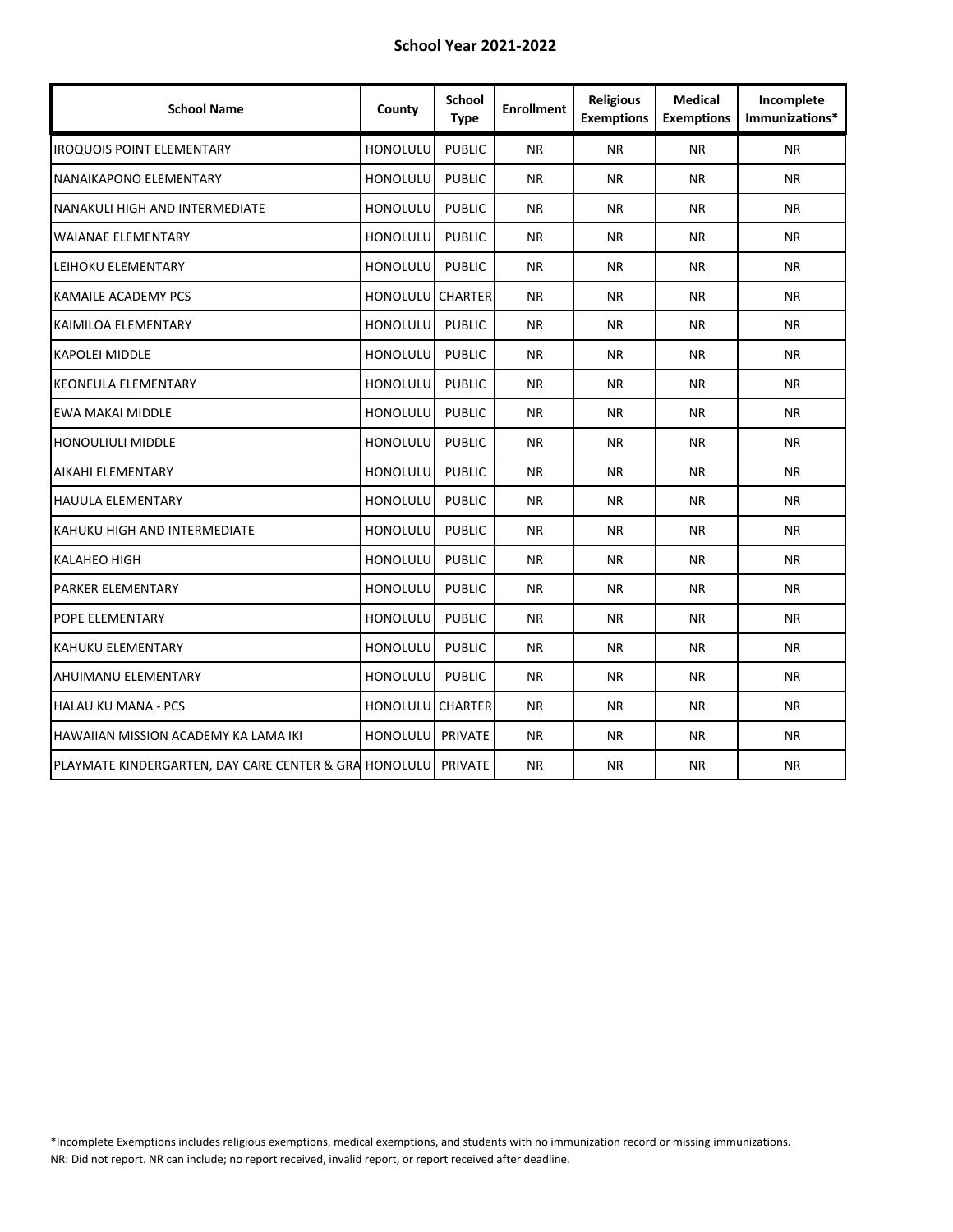**School Year 2021-2022**

| School Name | County | School Type | Enrollment | Religious Exemptions | Medical Exemptions | Incomplete Immunizations* |
|---|---|---|---|---|---|---|
| IROQUOIS POINT ELEMENTARY | HONOLULU | PUBLIC | NR | NR | NR | NR |
| NANAIKAPONO ELEMENTARY | HONOLULU | PUBLIC | NR | NR | NR | NR |
| NANAKULI HIGH AND INTERMEDIATE | HONOLULU | PUBLIC | NR | NR | NR | NR |
| WAIANAE ELEMENTARY | HONOLULU | PUBLIC | NR | NR | NR | NR |
| LEIHOKU ELEMENTARY | HONOLULU | PUBLIC | NR | NR | NR | NR |
| KAMAILE ACADEMY PCS | HONOLULU | CHARTER | NR | NR | NR | NR |
| KAIMILOA ELEMENTARY | HONOLULU | PUBLIC | NR | NR | NR | NR |
| KAPOLEI MIDDLE | HONOLULU | PUBLIC | NR | NR | NR | NR |
| KEONEULA ELEMENTARY | HONOLULU | PUBLIC | NR | NR | NR | NR |
| EWA MAKAI MIDDLE | HONOLULU | PUBLIC | NR | NR | NR | NR |
| HONOULIULI MIDDLE | HONOLULU | PUBLIC | NR | NR | NR | NR |
| AIKAHI ELEMENTARY | HONOLULU | PUBLIC | NR | NR | NR | NR |
| HAUULA ELEMENTARY | HONOLULU | PUBLIC | NR | NR | NR | NR |
| KAHUKU HIGH AND INTERMEDIATE | HONOLULU | PUBLIC | NR | NR | NR | NR |
| KALAHEO HIGH | HONOLULU | PUBLIC | NR | NR | NR | NR |
| PARKER ELEMENTARY | HONOLULU | PUBLIC | NR | NR | NR | NR |
| POPE ELEMENTARY | HONOLULU | PUBLIC | NR | NR | NR | NR |
| KAHUKU ELEMENTARY | HONOLULU | PUBLIC | NR | NR | NR | NR |
| AHUIMANU ELEMENTARY | HONOLULU | PUBLIC | NR | NR | NR | NR |
| HALAU KU MANA - PCS | HONOLULU | CHARTER | NR | NR | NR | NR |
| HAWAIIAN MISSION ACADEMY KA LAMA IKI | HONOLULU | PRIVATE | NR | NR | NR | NR |
| PLAYMATE KINDERGARTEN, DAY CARE CENTER & GRA | HONOLULU | PRIVATE | NR | NR | NR | NR |

*Incomplete Exemptions includes religious exemptions, medical exemptions, and students with no immunization record or missing immunizations.
NR: Did not report. NR can include; no report received, invalid report, or report received after deadline.